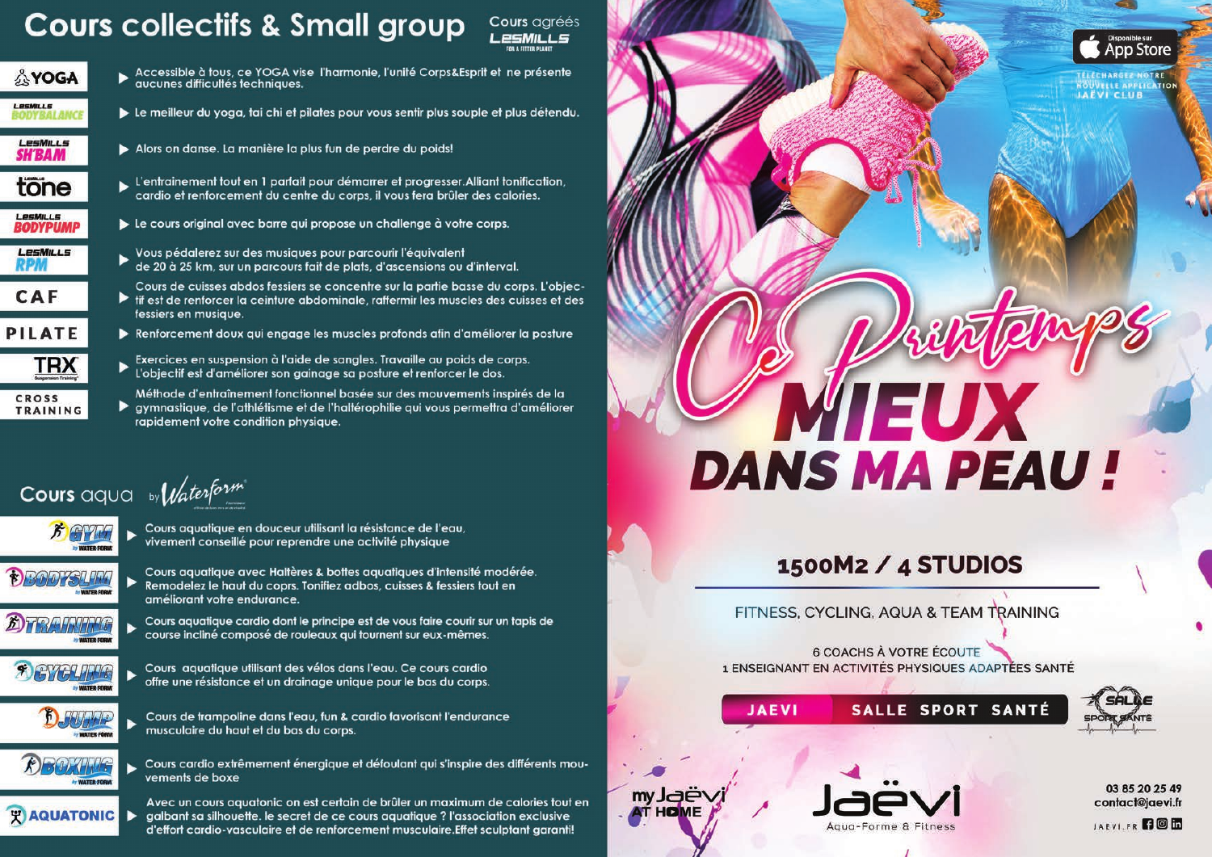# Cours collectifs & Small group

Cours agréés LESMILLS

- **YOGA** ▶ Accessible à tous, ce YOGA vise l'harmonie, l'unité Corps&Esprit et ne présente aucunes difficultés techniques.
- **LESMILLS BODYBALANCE** ▶ Le meilleur du yoga, tai chi et pilates pour vous sentir plus souple et plus détendu.
- **LESMILLS SH'BAM** ▶ Alors on danse. La manière la plus fun de perdre du poids!
- **LESMILLS tone** ▶ L'entrainement tout en 1 parfait pour démarrer et progresser. Alliant tonification, cardio et renforcement du centre du corps, il vous fera brûler des calories.
- **LESMILLS BODYPUMP** ▶ Le cours original avec barre qui propose un challenge à votre corps.
- **LESMILLS RPM** ▶ Vous pédalerez sur des musiques pour parcourir l'équivalent de 20 à 25 km, sur un parcours fait de plats, d'ascensions ou d'interval.
- **CAF** ▶ Cours de cuisses abdos fessiers se concentre sur la partie basse du corps. L'objectif est de renforcer la ceinture abdominale, raffermir les muscles des cuisses et des fessiers en musique.
- **PILATE** ▶ Renforcement doux qui engage les muscles profonds afin d'améliorer la posture
- **TRX Suspension Training** ▶ Exercices en suspension à l'aide de sangles. Travaille au poids de corps. L'objectif est d'améliorer son gainage sa posture et renforcer le dos.
- **CROSS TRAINING** ▶ Méthode d'entraînement fonctionnel basée sur des mouvements inspirés de la gymnastique, de l'athlétisme et de l'haltérophilie qui vous permettra d'améliorer rapidement votre condition physique.

# Cours aqua by Waterform

- **GYM by WATER FORM** ▶ Cours aquatique en douceur utilisant la résistance de l'eau, vivement conseillé pour reprendre une activité physique
- **BODYSLIM by WATER FORM** ▶ Cours aquatique avec Haltères & bottes aquatiques d'intensité modérée. Remodelez le haut du coprs. Tonifiez adbos, cuisses & fessiers tout en améliorant votre endurance.
- **TRAINING by WATER FORM** ▶ Cours aquatique cardio dont le principe est de vous faire courir sur un tapis de course incliné composé de rouleaux qui tournent sur eux-mêmes.
- **CYCLING by WATER FORM** ▶ Cours aquatique utilisant des vélos dans l'eau. Ce cours cardio offre une résistance et un drainage unique pour le bas du corps.
- **JUMP by WATER FORM** ▶ Cours de trampoline dans l'eau, fun & cardio favorisant l'endurance musculaire du haut et du bas du corps.
- **BOXING by WATER FORM** ▶ Cours cardio extrêmement énergique et défoulant qui s'inspire des différents mouvements de boxe
- **AQUATONIC** ▶ Avec un cours aquatonic on est certain de brûler un maximum de calories tout en galbant sa silhouette. le secret de ce cours aquatique ? l'association exclusive d'effort cardio-vasculaire et de renforcement musculaire.Effet sculptant garanti!

---

Disponible sur App Store

TÉLÉCHARGEZ NOTRE NOUVELLE APPLICATION JAËVI CLUB

# Ce Printemps MIEUX DANS MA PEAU !

## 1500M2 / 4 STUDIOS

FITNESS, CYCLING, AQUA & TEAM TRAINING

6 COACHS À VOTRE ÉCOUTE
1 ENSEIGNANT EN ACTIVITÉS PHYSIQUES ADAPTÉES SANTÉ

JAEVI SALLE SPORT SANTÉ

SALLE SPORT SANTÉ

my Jaëvi AT HOME

Jaëvi Aqua-Forme & Fitness

03 85 20 25 49
contact@jaevi.fr
JAEVI.FR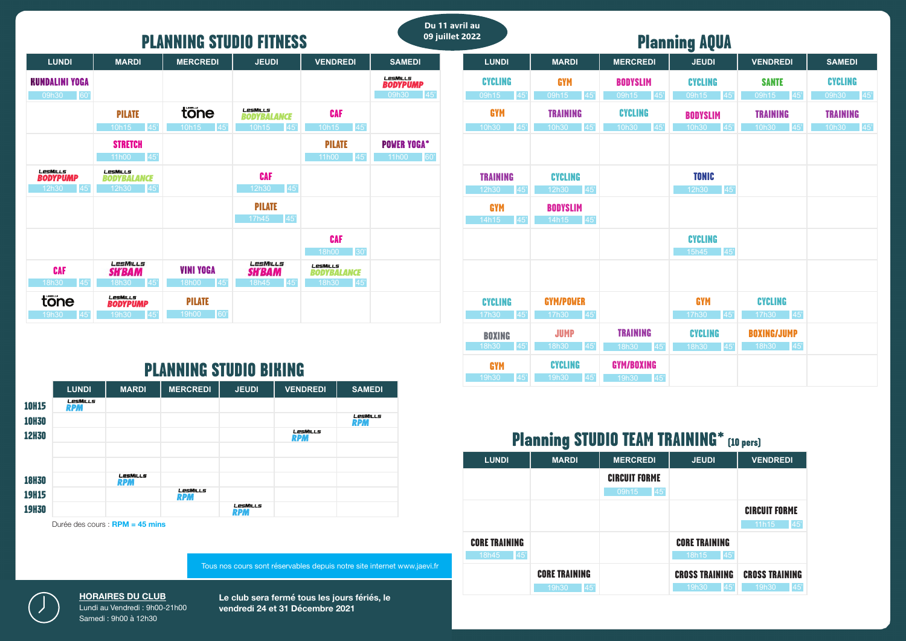Du 11 avril au 09 juillet 2022

## PLANNING STUDIO FITNESS

| LUNDI | MARDI | MERCREDI | JEUDI | VENDREDI | SAMEDI |
|---|---|---|---|---|---|
| KUNDALINI YOGA 09h30 60' | | | | | LesMills BODYPUMP 09h30 45' |
| | PILATE 10h15 45' | tone 10h15 45' | LesMills BODYBALANCE 10h15 45' | CAF 10h15 45' | |
| | STRETCH 11h00 45' | | | PILATE 11h00 45' | POWER YOGA* 11h00 60' |
| LesMills BODYPUMP 12h30 45' | LesMills BODYBALANCE 12h30 45' | | CAF 12h30 45' | | |
| | | | PILATE 17h45 45' | | |
| | | | | CAF 18h00 30' | |
| CAF 18h30 45' | LesMills SH'BAM 18h30 45' | VINI YOGA 18h00 45' | LesMills SH'BAM 18h45 45' | LesMills BODYBALANCE 18h30 45' | |
| tone 19h30 45' | LesMills BODYPUMP 19h30 45' | PILATE 19h00 60' | | | |

## Planning AQUA

| LUNDI | MARDI | MERCREDI | JEUDI | VENDREDI | SAMEDI |
|---|---|---|---|---|---|
| CYCLING 09h15 45' | GYM 09h15 45' | BODYSLIM 09h15 45' | CYCLING 09h15 45' | SANTE 09h15 45' | CYCLING 09h30 45' |
| GYM 10h30 45' | TRAINING 10h30 45' | CYCLING 10h30 45' | BODYSLIM 10h30 45' | TRAINING 10h30 45' | TRAINING 10h30 45' |
| | | | | | |
| TRAINING 12h30 45' | CYCLING 12h30 45' | | TONIC 12h30 45' | | |
| GYM 14h15 45' | BODYSLIM 14h15 45' | | | | |
| | | | CYCLING 15h45 45' | | |
| | | | | | |
| CYCLING 17h30 45' | GYM/POWER 17h30 45' | | GYM 17h30 45' | CYCLING 17h30 45' | |
| BOXING 18h30 45' | JUMP 18h30 45' | TRAINING 18h30 45' | CYCLING 18h30 45' | BOXING/JUMP 18h30 45' | |
| GYM 19h30 45' | CYCLING 19h30 45' | GYM/BOXING 19h30 45' | | | |

## PLANNING STUDIO BIKING

| | LUNDI | MARDI | MERCREDI | JEUDI | VENDREDI | SAMEDI |
|---|---|---|---|---|---|---|
| 10H15 | LesMills RPM | | | | | |
| 10H30 | | | | | | LesMills RPM |
| 12H30 | | | | | LesMills RPM | |
| | | | | | | |
| | | | | | | |
| 18H30 | | LesMills RPM | | | | |
| 19H15 | | | LesMills RPM | | | |
| 19H30 | | | | LesMills RPM | | |

Durée des cours : **RPM = 45 mins**

## Planning STUDIO TEAM TRAINING* (10 pers)

| LUNDI | MARDI | MERCREDI | JEUDI | VENDREDI |
|---|---|---|---|---|
| | | CIRCUIT FORME 09h15 45' | | |
| | | | | CIRCUIT FORME 11h15 45' |
| CORE TRAINING 18h45 45' | | | CORE TRAINING 18h15 45' | |
| | CORE TRAINING 19h30 45' | | CROSS TRAINING 19h30 45' | CROSS TRAINING 19h30 45' |

Tous nos cours sont réservables depuis notre site internet www.jaevi.fr

**HORAIRES DU CLUB**
Lundi au Vendredi : 9h00-21h00
Samedi : 9h00 à 12h30

**Le club sera fermé tous les jours fériés, le vendredi 24 et 31 Décembre 2021**